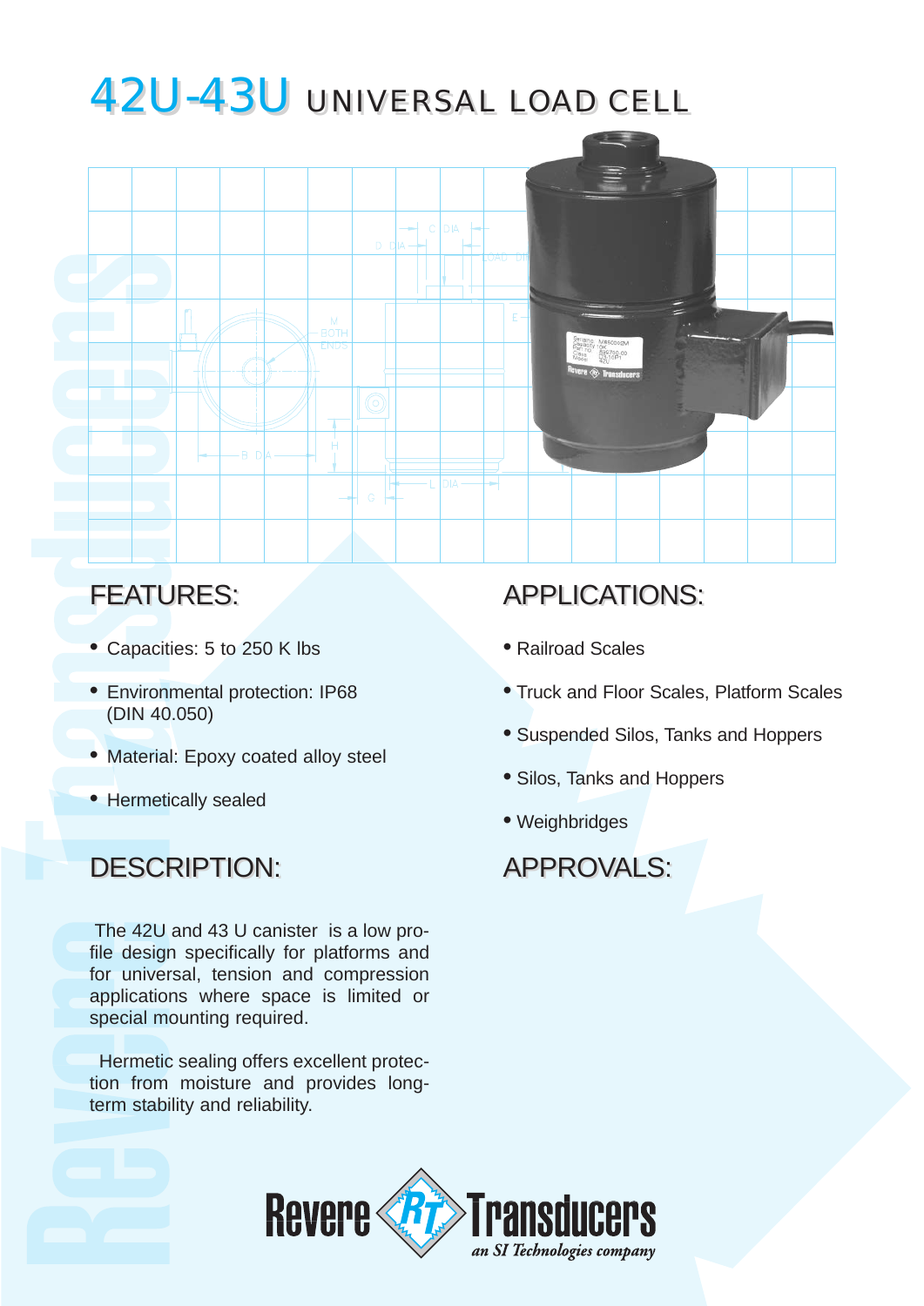# 42U-43U UNIVERSAL LOAD CELL

## FEATURES:

- Capacities: 5 to 250 K lbs
- Environmental protection: IP68 (DIN 40.050)
- Material: Epoxy coated alloy steel
- Hermetically sealed

## DESCRIPTION:

The 42U and 43 U canister is a low profile design specifically for platforms and for universal, tension and compression applications where space is limited or special mounting required.

Hermetic sealing offers excellent protection from moisture and provides long-term stability and reliability.

## APPLICATIONS:

- Railroad Scales
- Truck and Floor Scales, Platform Scales
- Suspended Silos, Tanks and Hoppers
- Silos, Tanks and Hoppers
- Weighbridges

## APPROVALS:

Revere Transducers
*an SI Technologies company*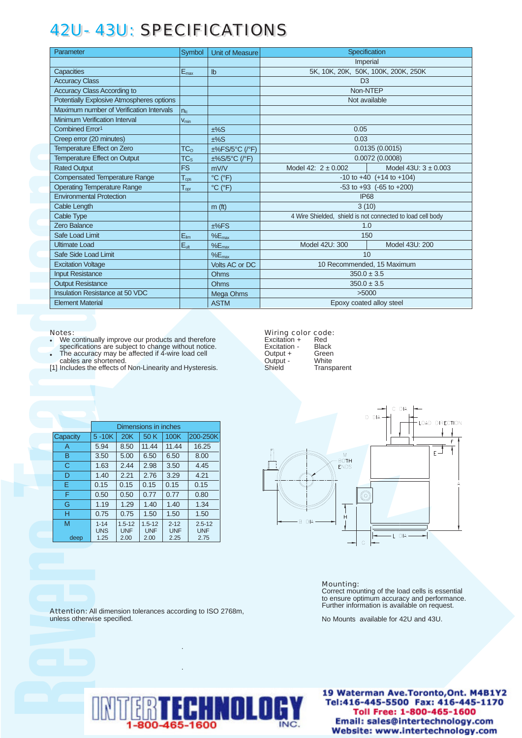# 42U- 43U: SPECIFICATIONS

| Parameter | Symbol | Unit of Measure | Specification | |
|---|---|---|---|---|
| | | | Imperial | |
| Capacities | $E_{max}$ | lb | 5K, 10K, 20K, 50K, 100K, 200K, 250K | |
| Accuracy Class | | | D3 | |
| Accuracy Class According to | | | Non-NTEP | |
| Potentially Explosive Atmospheres options | | | Not available | |
| Maximum number of Verification Intervals | $n_{lc}$ | | | |
| Minimum Verification Interval | $V_{min}$ | | | |
| Combined Error[1] | | ±%S | 0.05 | |
| Creep error (20 minutes) | | ±%S | 0.03 | |
| Temperature Effect on Zero | $TC_O$ | ±%FS/5°C (/°F) | 0.0135 (0.0015) | |
| Temperature Effect on Output | $TC_S$ | ±%S/5°C (/°F) | 0.0072 (0.0008) | |
| Rated Output | FS | mV/V | Model 42: 2 ± 0.002 | Model 43U: 3 ± 0.003 |
| Compensated Temperature Range | $T_{cps}$ | °C (°F) | -10 to +40 (+14 to +104) | |
| Operating Temperature Range | $T_{opr}$ | °C (°F) | -53 to +93 (-65 to +200) | |
| Environmental Protection | | | IP68 | |
| Cable Length | | m (ft) | 3 (10) | |
| Cable Type | | | 4 Wire Shielded, shield is not connected to load cell body | |
| Zero Balance | | ±%FS | 1.0 | |
| Safe Load Limit | $E_{lim}$ | $\%E_{max}$ | 150 | |
| Ultimate Load | $E_{ult}$ | $\%E_{max}$ | Model 42U: 300 | Model 43U: 200 |
| Safe Side Load Limit | | $\%E_{max}$ | 10 | |
| Excitation Voltage | | Volts AC or DC | 10 Recommended, 15 Maximum | |
| Input Resistance | | Ohms | 350.0 ± 3.5 | |
| Output Resistance | | Ohms | 350.0 ± 3.5 | |
| Insulation Resistance at 50 VDC | | Mega Ohms | >5000 | |
| Element Material | | ASTM | Epoxy coated alloy steel | |

Notes:
- We continually improve our products and therefore specifications are subject to change without notice.
- The accuracy may be affected if 4-wire load cell cables are shortened.

[1] Includes the effects of Non-Linearity and Hysteresis.

Wiring color code:

| | |
|---|---|
| Excitation + | Red |
| Excitation - | Black |
| Output + | Green |
| Output - | White |
| Shield | Transparent |

| | Dimensions in inches | | | | |
|---|---|---|---|---|---|
| Capacity | 5 -10K | 20K | 50 K | 100K | 200-250K |
| A | 5.94 | 8.50 | 11.44 | 11.44 | 16.25 |
| B | 3.50 | 5.00 | 6.50 | 6.50 | 8.00 |
| C | 1.63 | 2.44 | 2.98 | 3.50 | 4.45 |
| D | 1.40 | 2.21 | 2.76 | 3.29 | 4.21 |
| E | 0.15 | 0.15 | 0.15 | 0.15 | 0.15 |
| F | 0.50 | 0.50 | 0.77 | 0.77 | 0.80 |
| G | 1.19 | 1.29 | 1.40 | 1.40 | 1.34 |
| H | 0.75 | 0.75 | 1.50 | 1.50 | 1.50 |
| M / deep | 1-14 UNS 1.25 | 1.5-12 UNF 2.00 | 1.5-12 UNF 2.00 | 2-12 UNF 2.25 | 2.5-12 UNF 2.75 |

C DIA
D DIA
LOAD DIRECTION
F
E
M BOTH ENDS
A
H
B DIA
L DIA
G

Attention: All dimension tolerances according to ISO 2768m, unless otherwise specified.

Mounting:
Correct mounting of the load cells is essential to ensure optimum accuracy and performance. Further information is available on request.

No Mounts available for 42U and 43U.

INTERTECHNOLOGY INC.
1-800-465-1600

19 Waterman Ave.Toronto,Ont. M4B1Y2
Tel:416-445-5500 Fax: 416-445-1170
Toll Free: 1-800-465-1600
Email: sales@intertechnology.com
Website: www.intertechnology.com